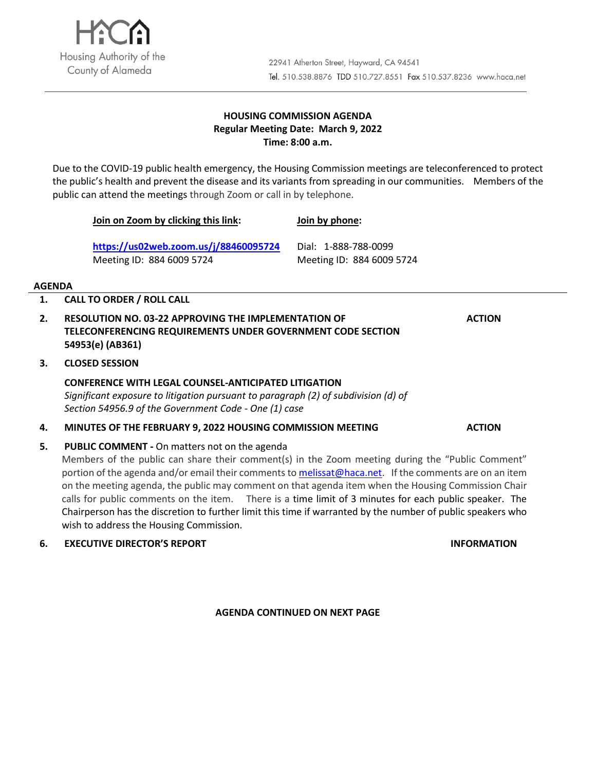Housing Authority of the County of Alameda

22941 Atherton Street, Hayward, CA 94541
Tel. 510.538.8876 TDD 510.727.8551 Fax 510.537.8236 www.haca.net

# HOUSING COMMISSION AGENDA
**Regular Meeting Date: March 9, 2022**
**Time: 8:00 a.m.**

Due to the COVID-19 public health emergency, the Housing Commission meetings are teleconferenced to protect the public's health and prevent the disease and its variants from spreading in our communities. Members of the public can attend the meetings through Zoom or call in by telephone.

| **Join on Zoom by clicking this link:** | **Join by phone:** |
|---|---|
| **https://us02web.zoom.us/j/88460095724** | Dial: 1-888-788-0099 |
| Meeting ID: 884 6009 5724 | Meeting ID: 884 6009 5724 |

## AGENDA

1. **CALL TO ORDER / ROLL CALL**

2. **RESOLUTION NO. 03-22 APPROVING THE IMPLEMENTATION OF TELECONFERENCING REQUIREMENTS UNDER GOVERNMENT CODE SECTION 54953(e) (AB361)** — **ACTION**

3. **CLOSED SESSION**

   **CONFERENCE WITH LEGAL COUNSEL-ANTICIPATED LITIGATION**
   *Significant exposure to litigation pursuant to paragraph (2) of subdivision (d) of Section 54956.9 of the Government Code - One (1) case*

4. **MINUTES OF THE FEBRUARY 9, 2022 HOUSING COMMISSION MEETING** — **ACTION**

5. **PUBLIC COMMENT -** On matters not on the agenda

   Members of the public can share their comment(s) in the Zoom meeting during the "Public Comment" portion of the agenda and/or email their comments to melissat@haca.net. If the comments are on an item on the meeting agenda, the public may comment on that agenda item when the Housing Commission Chair calls for public comments on the item. There is a time limit of 3 minutes for each public speaker. The Chairperson has the discretion to further limit this time if warranted by the number of public speakers who wish to address the Housing Commission.

6. **EXECUTIVE DIRECTOR'S REPORT** — **INFORMATION**

**AGENDA CONTINUED ON NEXT PAGE**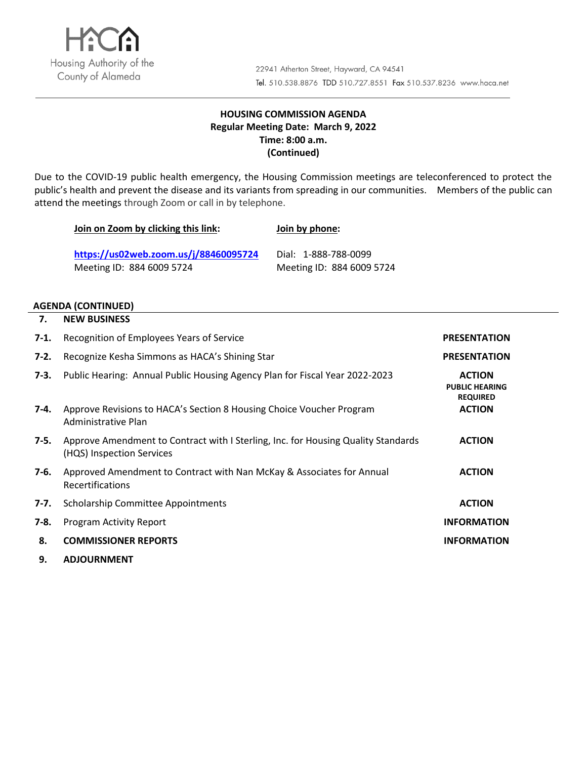Housing Authority of the County of Alameda

22941 Atherton Street, Hayward, CA 94541
**Tel.** 510.538.8876 **TDD** 510.727.8551 **Fax** 510.537.8236 www.haca.net

**HOUSING COMMISSION AGENDA**
**Regular Meeting Date: March 9, 2022**
**Time: 8:00 a.m.**
**(Continued)**

Due to the COVID-19 public health emergency, the Housing Commission meetings are teleconferenced to protect the public's health and prevent the disease and its variants from spreading in our communities. Members of the public can attend the meetings through Zoom or call in by telephone.

| **Join on Zoom by clicking this link:** | **Join by phone:** |
| --- | --- |
| **https://us02web.zoom.us/j/88460095724** | Dial: 1-888-788-0099 |
| Meeting ID: 884 6009 5724 | Meeting ID: 884 6009 5724 |

**AGENDA (CONTINUED)**

| | | |
| --- | --- | --- |
| **7.** | **NEW BUSINESS** | |
| **7-1.** | Recognition of Employees Years of Service | **PRESENTATION** |
| **7-2.** | Recognize Kesha Simmons as HACA's Shining Star | **PRESENTATION** |
| **7-3.** | Public Hearing: Annual Public Housing Agency Plan for Fiscal Year 2022-2023 | **ACTION PUBLIC HEARING REQUIRED** |
| **7-4.** | Approve Revisions to HACA's Section 8 Housing Choice Voucher Program Administrative Plan | **ACTION** |
| **7-5.** | Approve Amendment to Contract with I Sterling, Inc. for Housing Quality Standards (HQS) Inspection Services | **ACTION** |
| **7-6.** | Approved Amendment to Contract with Nan McKay & Associates for Annual Recertifications | **ACTION** |
| **7-7.** | Scholarship Committee Appointments | **ACTION** |
| **7-8.** | Program Activity Report | **INFORMATION** |
| **8.** | **COMMISSIONER REPORTS** | **INFORMATION** |
| **9.** | **ADJOURNMENT** | |